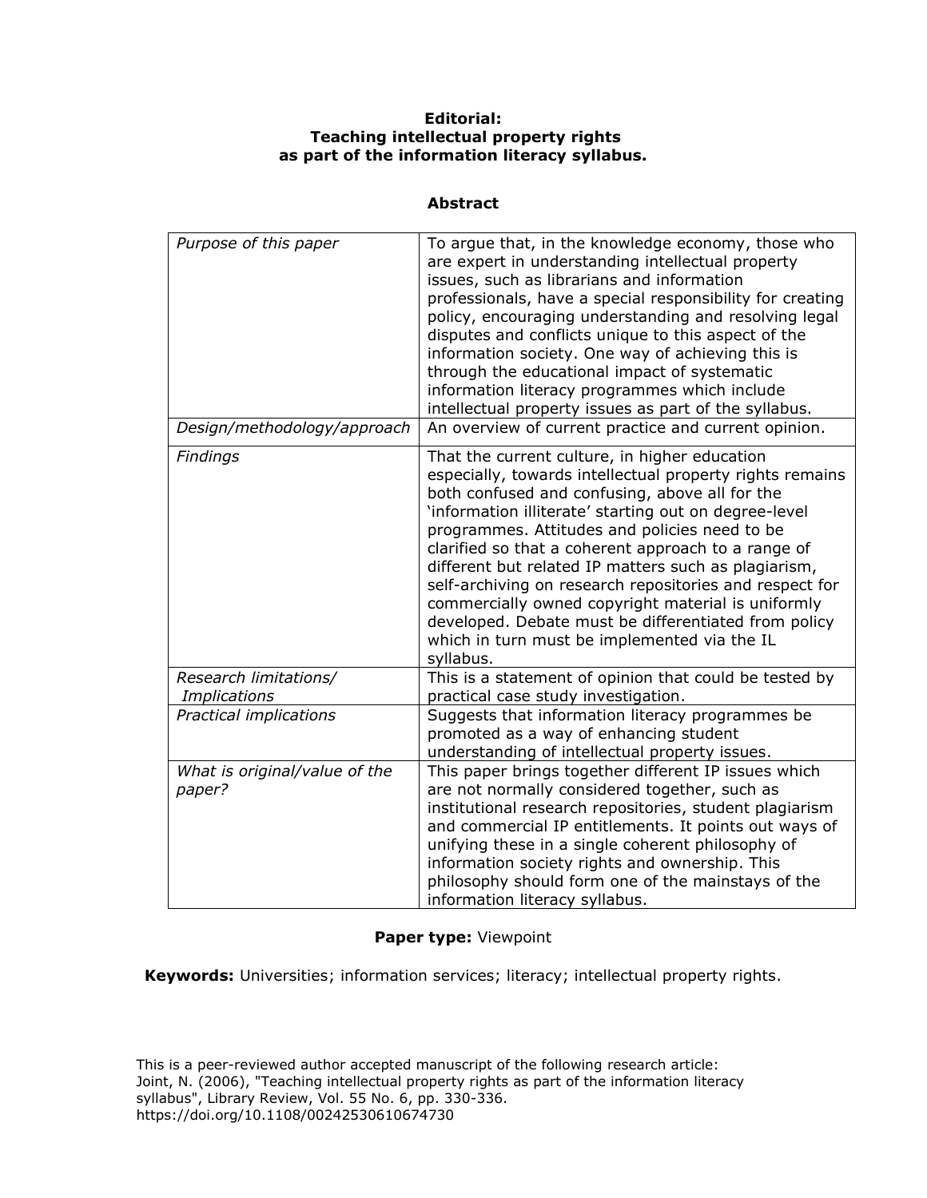**Editorial:**
**Teaching intellectual property rights as part of the information literacy syllabus.**

## Abstract

| | |
|---|---|
| *Purpose of this paper* | To argue that, in the knowledge economy, those who are expert in understanding intellectual property issues, such as librarians and information professionals, have a special responsibility for creating policy, encouraging understanding and resolving legal disputes and conflicts unique to this aspect of the information society. One way of achieving this is through the educational impact of systematic information literacy programmes which include intellectual property issues as part of the syllabus. |
| *Design/methodology/approach* | An overview of current practice and current opinion. |
| *Findings* | That the current culture, in higher education especially, towards intellectual property rights remains both confused and confusing, above all for the 'information illiterate' starting out on degree-level programmes. Attitudes and policies need to be clarified so that a coherent approach to a range of different but related IP matters such as plagiarism, self-archiving on research repositories and respect for commercially owned copyright material is uniformly developed. Debate must be differentiated from policy which in turn must be implemented via the IL syllabus. |
| *Research limitations/ Implications* | This is a statement of opinion that could be tested by practical case study investigation. |
| *Practical implications* | Suggests that information literacy programmes be promoted as a way of enhancing student understanding of intellectual property issues. |
| *What is original/value of the paper?* | This paper brings together different IP issues which are not normally considered together, such as institutional research repositories, student plagiarism and commercial IP entitlements. It points out ways of unifying these in a single coherent philosophy of information society rights and ownership. This philosophy should form one of the mainstays of the information literacy syllabus. |

**Paper type:** Viewpoint

**Keywords:** Universities; information services; literacy; intellectual property rights.

This is a peer-reviewed author accepted manuscript of the following research article: Joint, N. (2006), "Teaching intellectual property rights as part of the information literacy syllabus", Library Review, Vol. 55 No. 6, pp. 330-336. https://doi.org/10.1108/00242530610674730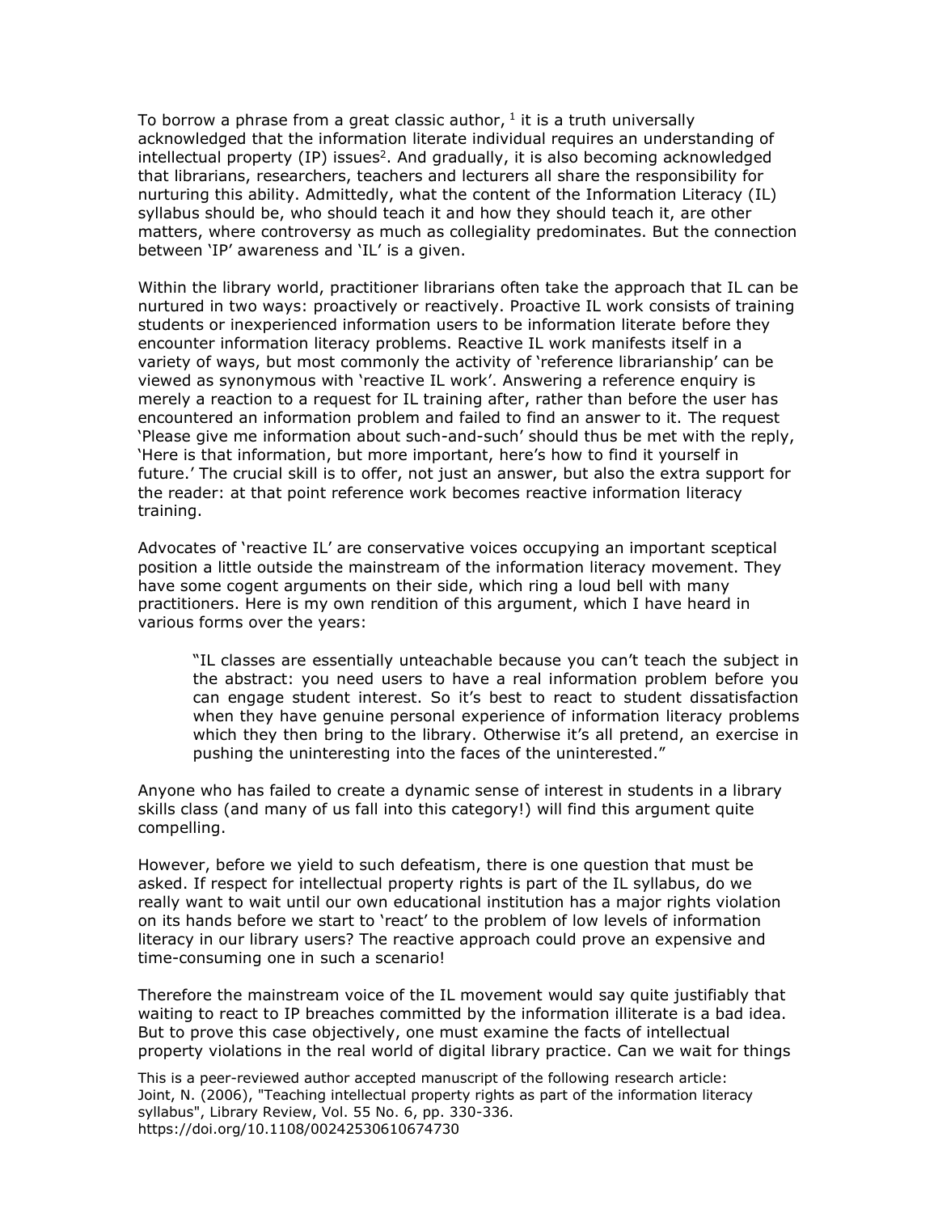To borrow a phrase from a great classic author, [1] it is a truth universally acknowledged that the information literate individual requires an understanding of intellectual property (IP) issues[2]. And gradually, it is also becoming acknowledged that librarians, researchers, teachers and lecturers all share the responsibility for nurturing this ability. Admittedly, what the content of the Information Literacy (IL) syllabus should be, who should teach it and how they should teach it, are other matters, where controversy as much as collegiality predominates. But the connection between 'IP' awareness and 'IL' is a given.

Within the library world, practitioner librarians often take the approach that IL can be nurtured in two ways: proactively or reactively. Proactive IL work consists of training students or inexperienced information users to be information literate before they encounter information literacy problems. Reactive IL work manifests itself in a variety of ways, but most commonly the activity of 'reference librarianship' can be viewed as synonymous with 'reactive IL work'. Answering a reference enquiry is merely a reaction to a request for IL training after, rather than before the user has encountered an information problem and failed to find an answer to it. The request 'Please give me information about such-and-such' should thus be met with the reply, 'Here is that information, but more important, here's how to find it yourself in future.' The crucial skill is to offer, not just an answer, but also the extra support for the reader: at that point reference work becomes reactive information literacy training.

Advocates of 'reactive IL' are conservative voices occupying an important sceptical position a little outside the mainstream of the information literacy movement. They have some cogent arguments on their side, which ring a loud bell with many practitioners. Here is my own rendition of this argument, which I have heard in various forms over the years:

> "IL classes are essentially unteachable because you can't teach the subject in the abstract: you need users to have a real information problem before you can engage student interest. So it's best to react to student dissatisfaction when they have genuine personal experience of information literacy problems which they then bring to the library. Otherwise it's all pretend, an exercise in pushing the uninteresting into the faces of the uninterested."

Anyone who has failed to create a dynamic sense of interest in students in a library skills class (and many of us fall into this category!) will find this argument quite compelling.

However, before we yield to such defeatism, there is one question that must be asked. If respect for intellectual property rights is part of the IL syllabus, do we really want to wait until our own educational institution has a major rights violation on its hands before we start to 'react' to the problem of low levels of information literacy in our library users? The reactive approach could prove an expensive and time-consuming one in such a scenario!

Therefore the mainstream voice of the IL movement would say quite justifiably that waiting to react to IP breaches committed by the information illiterate is a bad idea. But to prove this case objectively, one must examine the facts of intellectual property violations in the real world of digital library practice. Can we wait for things

This is a peer-reviewed author accepted manuscript of the following research article: Joint, N. (2006), "Teaching intellectual property rights as part of the information literacy syllabus", Library Review, Vol. 55 No. 6, pp. 330-336. https://doi.org/10.1108/00242530610674730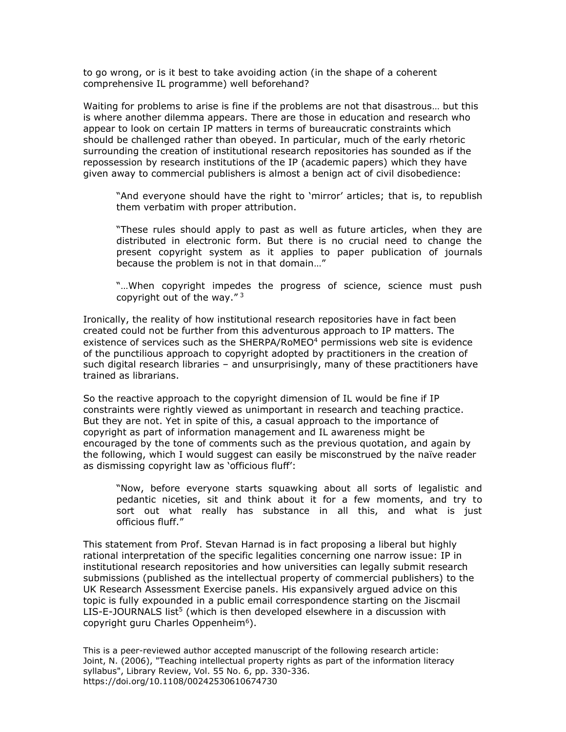to go wrong, or is it best to take avoiding action (in the shape of a coherent comprehensive IL programme) well beforehand?

Waiting for problems to arise is fine if the problems are not that disastrous… but this is where another dilemma appears. There are those in education and research who appear to look on certain IP matters in terms of bureaucratic constraints which should be challenged rather than obeyed. In particular, much of the early rhetoric surrounding the creation of institutional research repositories has sounded as if the repossession by research institutions of the IP (academic papers) which they have given away to commercial publishers is almost a benign act of civil disobedience:

> "And everyone should have the right to 'mirror' articles; that is, to republish them verbatim with proper attribution.
>
> "These rules should apply to past as well as future articles, when they are distributed in electronic form. But there is no crucial need to change the present copyright system as it applies to paper publication of journals because the problem is not in that domain…"
>
> "…When copyright impedes the progress of science, science must push copyright out of the way." [3]

Ironically, the reality of how institutional research repositories have in fact been created could not be further from this adventurous approach to IP matters. The existence of services such as the SHERPA/RoMEO[4] permissions web site is evidence of the punctilious approach to copyright adopted by practitioners in the creation of such digital research libraries – and unsurprisingly, many of these practitioners have trained as librarians.

So the reactive approach to the copyright dimension of IL would be fine if IP constraints were rightly viewed as unimportant in research and teaching practice. But they are not. Yet in spite of this, a casual approach to the importance of copyright as part of information management and IL awareness might be encouraged by the tone of comments such as the previous quotation, and again by the following, which I would suggest can easily be misconstrued by the naïve reader as dismissing copyright law as 'officious fluff':

> "Now, before everyone starts squawking about all sorts of legalistic and pedantic niceties, sit and think about it for a few moments, and try to sort out what really has substance in all this, and what is just officious fluff."

This statement from Prof. Stevan Harnad is in fact proposing a liberal but highly rational interpretation of the specific legalities concerning one narrow issue: IP in institutional research repositories and how universities can legally submit research submissions (published as the intellectual property of commercial publishers) to the UK Research Assessment Exercise panels. His expansively argued advice on this topic is fully expounded in a public email correspondence starting on the Jiscmail LIS-E-JOURNALS list[5] (which is then developed elsewhere in a discussion with copyright guru Charles Oppenheim[6]).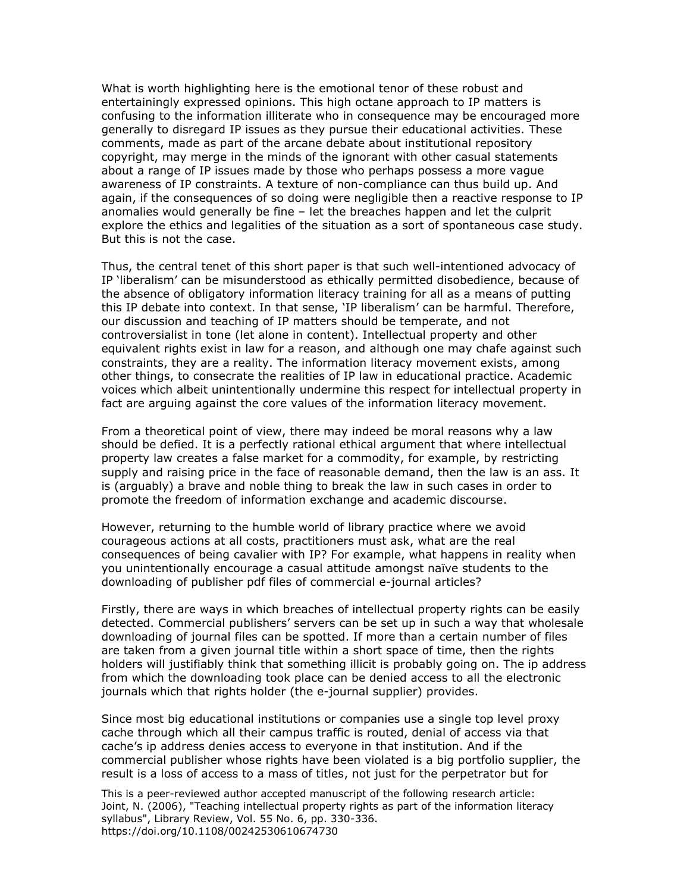What is worth highlighting here is the emotional tenor of these robust and entertainingly expressed opinions. This high octane approach to IP matters is confusing to the information illiterate who in consequence may be encouraged more generally to disregard IP issues as they pursue their educational activities. These comments, made as part of the arcane debate about institutional repository copyright, may merge in the minds of the ignorant with other casual statements about a range of IP issues made by those who perhaps possess a more vague awareness of IP constraints. A texture of non-compliance can thus build up. And again, if the consequences of so doing were negligible then a reactive response to IP anomalies would generally be fine – let the breaches happen and let the culprit explore the ethics and legalities of the situation as a sort of spontaneous case study. But this is not the case.

Thus, the central tenet of this short paper is that such well-intentioned advocacy of IP 'liberalism' can be misunderstood as ethically permitted disobedience, because of the absence of obligatory information literacy training for all as a means of putting this IP debate into context. In that sense, 'IP liberalism' can be harmful. Therefore, our discussion and teaching of IP matters should be temperate, and not controversialist in tone (let alone in content). Intellectual property and other equivalent rights exist in law for a reason, and although one may chafe against such constraints, they are a reality. The information literacy movement exists, among other things, to consecrate the realities of IP law in educational practice. Academic voices which albeit unintentionally undermine this respect for intellectual property in fact are arguing against the core values of the information literacy movement.

From a theoretical point of view, there may indeed be moral reasons why a law should be defied. It is a perfectly rational ethical argument that where intellectual property law creates a false market for a commodity, for example, by restricting supply and raising price in the face of reasonable demand, then the law is an ass. It is (arguably) a brave and noble thing to break the law in such cases in order to promote the freedom of information exchange and academic discourse.

However, returning to the humble world of library practice where we avoid courageous actions at all costs, practitioners must ask, what are the real consequences of being cavalier with IP? For example, what happens in reality when you unintentionally encourage a casual attitude amongst naïve students to the downloading of publisher pdf files of commercial e-journal articles?

Firstly, there are ways in which breaches of intellectual property rights can be easily detected. Commercial publishers' servers can be set up in such a way that wholesale downloading of journal files can be spotted. If more than a certain number of files are taken from a given journal title within a short space of time, then the rights holders will justifiably think that something illicit is probably going on. The ip address from which the downloading took place can be denied access to all the electronic journals which that rights holder (the e-journal supplier) provides.

Since most big educational institutions or companies use a single top level proxy cache through which all their campus traffic is routed, denial of access via that cache's ip address denies access to everyone in that institution. And if the commercial publisher whose rights have been violated is a big portfolio supplier, the result is a loss of access to a mass of titles, not just for the perpetrator but for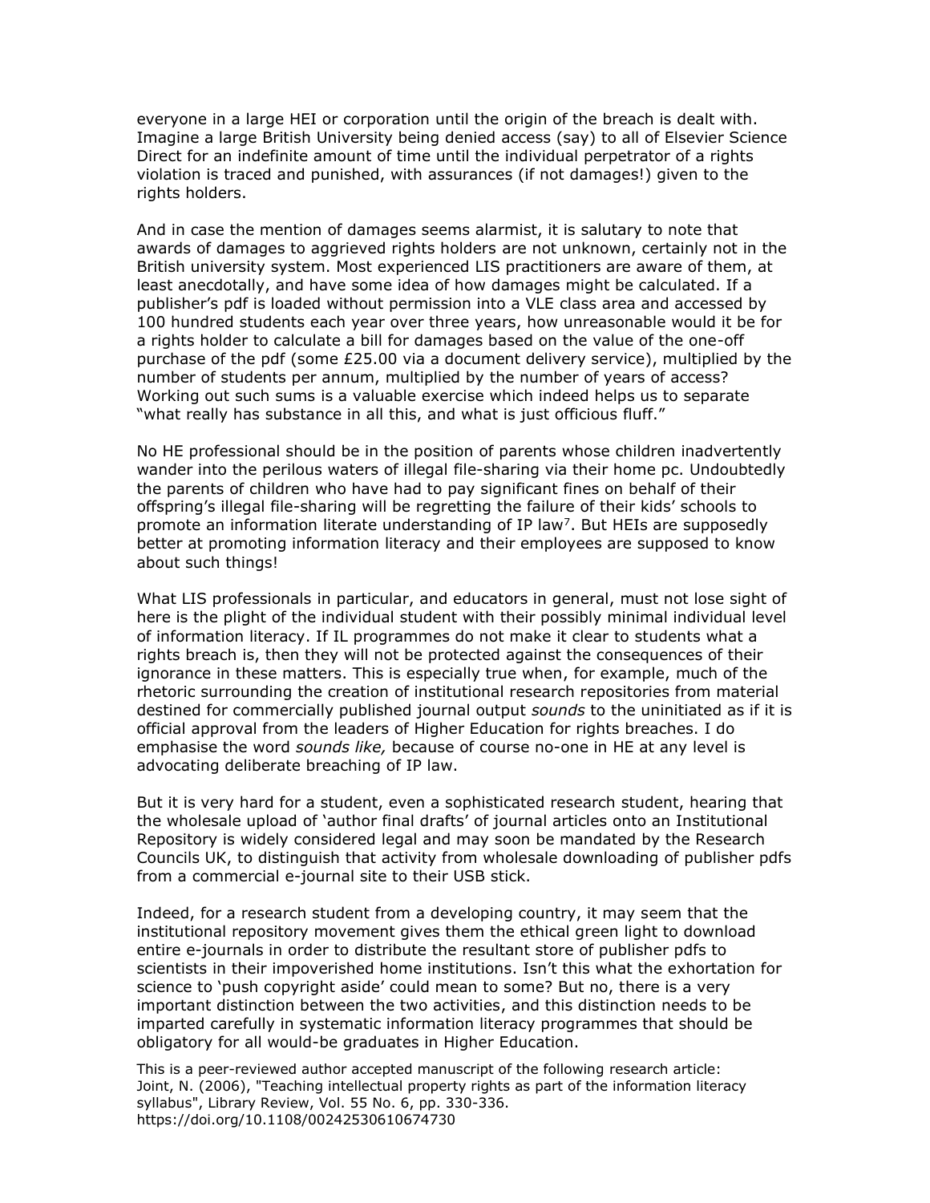everyone in a large HEI or corporation until the origin of the breach is dealt with. Imagine a large British University being denied access (say) to all of Elsevier Science Direct for an indefinite amount of time until the individual perpetrator of a rights violation is traced and punished, with assurances (if not damages!) given to the rights holders.

And in case the mention of damages seems alarmist, it is salutary to note that awards of damages to aggrieved rights holders are not unknown, certainly not in the British university system. Most experienced LIS practitioners are aware of them, at least anecdotally, and have some idea of how damages might be calculated. If a publisher's pdf is loaded without permission into a VLE class area and accessed by 100 hundred students each year over three years, how unreasonable would it be for a rights holder to calculate a bill for damages based on the value of the one-off purchase of the pdf (some £25.00 via a document delivery service), multiplied by the number of students per annum, multiplied by the number of years of access? Working out such sums is a valuable exercise which indeed helps us to separate "what really has substance in all this, and what is just officious fluff."

No HE professional should be in the position of parents whose children inadvertently wander into the perilous waters of illegal file-sharing via their home pc. Undoubtedly the parents of children who have had to pay significant fines on behalf of their offspring's illegal file-sharing will be regretting the failure of their kids' schools to promote an information literate understanding of IP law[7]. But HEIs are supposedly better at promoting information literacy and their employees are supposed to know about such things!

What LIS professionals in particular, and educators in general, must not lose sight of here is the plight of the individual student with their possibly minimal individual level of information literacy. If IL programmes do not make it clear to students what a rights breach is, then they will not be protected against the consequences of their ignorance in these matters. This is especially true when, for example, much of the rhetoric surrounding the creation of institutional research repositories from material destined for commercially published journal output *sounds* to the uninitiated as if it is official approval from the leaders of Higher Education for rights breaches. I do emphasise the word *sounds like,* because of course no-one in HE at any level is advocating deliberate breaching of IP law.

But it is very hard for a student, even a sophisticated research student, hearing that the wholesale upload of 'author final drafts' of journal articles onto an Institutional Repository is widely considered legal and may soon be mandated by the Research Councils UK, to distinguish that activity from wholesale downloading of publisher pdfs from a commercial e-journal site to their USB stick.

Indeed, for a research student from a developing country, it may seem that the institutional repository movement gives them the ethical green light to download entire e-journals in order to distribute the resultant store of publisher pdfs to scientists in their impoverished home institutions. Isn't this what the exhortation for science to 'push copyright aside' could mean to some? But no, there is a very important distinction between the two activities, and this distinction needs to be imparted carefully in systematic information literacy programmes that should be obligatory for all would-be graduates in Higher Education.

This is a peer-reviewed author accepted manuscript of the following research article: Joint, N. (2006), "Teaching intellectual property rights as part of the information literacy syllabus", Library Review, Vol. 55 No. 6, pp. 330-336. https://doi.org/10.1108/00242530610674730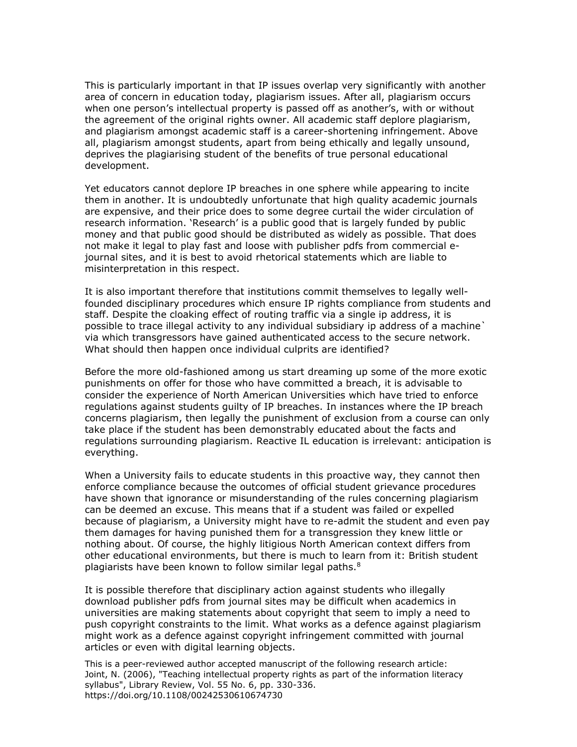This is particularly important in that IP issues overlap very significantly with another area of concern in education today, plagiarism issues. After all, plagiarism occurs when one person's intellectual property is passed off as another's, with or without the agreement of the original rights owner. All academic staff deplore plagiarism, and plagiarism amongst academic staff is a career-shortening infringement. Above all, plagiarism amongst students, apart from being ethically and legally unsound, deprives the plagiarising student of the benefits of true personal educational development.

Yet educators cannot deplore IP breaches in one sphere while appearing to incite them in another. It is undoubtedly unfortunate that high quality academic journals are expensive, and their price does to some degree curtail the wider circulation of research information. 'Research' is a public good that is largely funded by public money and that public good should be distributed as widely as possible. That does not make it legal to play fast and loose with publisher pdfs from commercial e-journal sites, and it is best to avoid rhetorical statements which are liable to misinterpretation in this respect.

It is also important therefore that institutions commit themselves to legally well-founded disciplinary procedures which ensure IP rights compliance from students and staff. Despite the cloaking effect of routing traffic via a single ip address, it is possible to trace illegal activity to any individual subsidiary ip address of a machine` via which transgressors have gained authenticated access to the secure network. What should then happen once individual culprits are identified?

Before the more old-fashioned among us start dreaming up some of the more exotic punishments on offer for those who have committed a breach, it is advisable to consider the experience of North American Universities which have tried to enforce regulations against students guilty of IP breaches. In instances where the IP breach concerns plagiarism, then legally the punishment of exclusion from a course can only take place if the student has been demonstrably educated about the facts and regulations surrounding plagiarism. Reactive IL education is irrelevant: anticipation is everything.

When a University fails to educate students in this proactive way, they cannot then enforce compliance because the outcomes of official student grievance procedures have shown that ignorance or misunderstanding of the rules concerning plagiarism can be deemed an excuse. This means that if a student was failed or expelled because of plagiarism, a University might have to re-admit the student and even pay them damages for having punished them for a transgression they knew little or nothing about. Of course, the highly litigious North American context differs from other educational environments, but there is much to learn from it: British student plagiarists have been known to follow similar legal paths.[8]

It is possible therefore that disciplinary action against students who illegally download publisher pdfs from journal sites may be difficult when academics in universities are making statements about copyright that seem to imply a need to push copyright constraints to the limit. What works as a defence against plagiarism might work as a defence against copyright infringement committed with journal articles or even with digital learning objects.

This is a peer-reviewed author accepted manuscript of the following research article: Joint, N. (2006), "Teaching intellectual property rights as part of the information literacy syllabus", Library Review, Vol. 55 No. 6, pp. 330-336. https://doi.org/10.1108/00242530610674730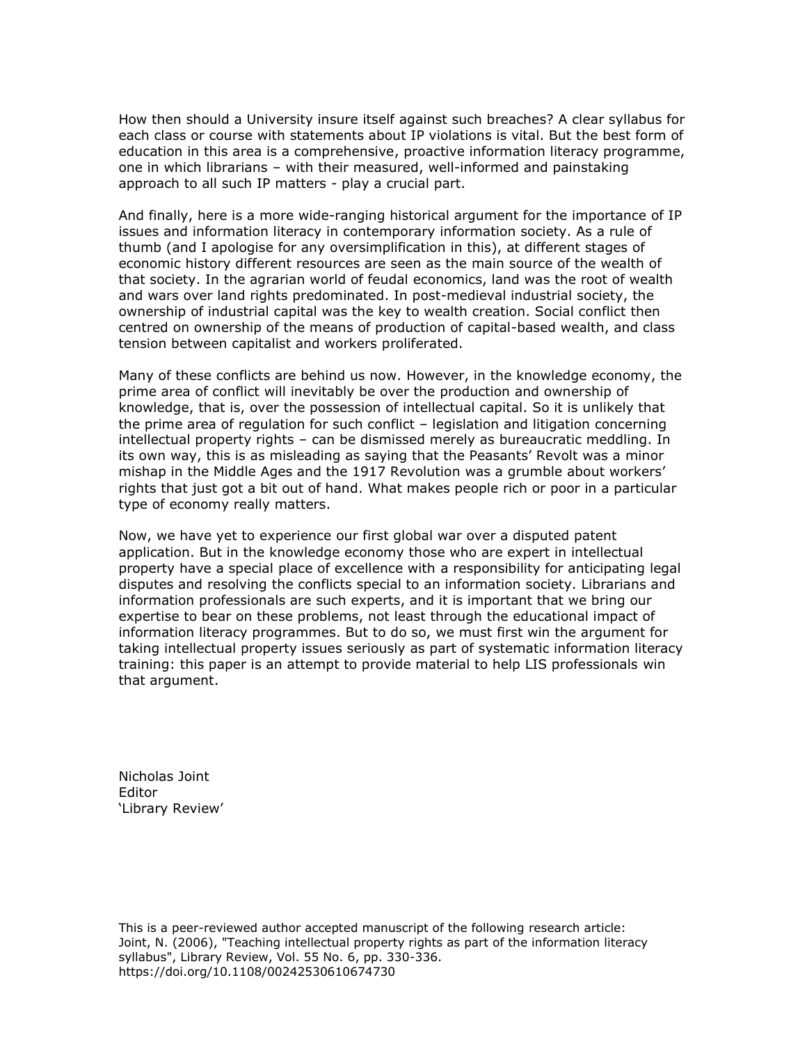How then should a University insure itself against such breaches? A clear syllabus for each class or course with statements about IP violations is vital. But the best form of education in this area is a comprehensive, proactive information literacy programme, one in which librarians – with their measured, well-informed and painstaking approach to all such IP matters - play a crucial part.

And finally, here is a more wide-ranging historical argument for the importance of IP issues and information literacy in contemporary information society. As a rule of thumb (and I apologise for any oversimplification in this), at different stages of economic history different resources are seen as the main source of the wealth of that society. In the agrarian world of feudal economics, land was the root of wealth and wars over land rights predominated. In post-medieval industrial society, the ownership of industrial capital was the key to wealth creation. Social conflict then centred on ownership of the means of production of capital-based wealth, and class tension between capitalist and workers proliferated.

Many of these conflicts are behind us now. However, in the knowledge economy, the prime area of conflict will inevitably be over the production and ownership of knowledge, that is, over the possession of intellectual capital. So it is unlikely that the prime area of regulation for such conflict – legislation and litigation concerning intellectual property rights – can be dismissed merely as bureaucratic meddling. In its own way, this is as misleading as saying that the Peasants' Revolt was a minor mishap in the Middle Ages and the 1917 Revolution was a grumble about workers' rights that just got a bit out of hand. What makes people rich or poor in a particular type of economy really matters.

Now, we have yet to experience our first global war over a disputed patent application. But in the knowledge economy those who are expert in intellectual property have a special place of excellence with a responsibility for anticipating legal disputes and resolving the conflicts special to an information society. Librarians and information professionals are such experts, and it is important that we bring our expertise to bear on these problems, not least through the educational impact of information literacy programmes. But to do so, we must first win the argument for taking intellectual property issues seriously as part of systematic information literacy training: this paper is an attempt to provide material to help LIS professionals win that argument.

Nicholas Joint
Editor
'Library Review'

This is a peer-reviewed author accepted manuscript of the following research article: Joint, N. (2006), "Teaching intellectual property rights as part of the information literacy syllabus", Library Review, Vol. 55 No. 6, pp. 330-336. https://doi.org/10.1108/00242530610674730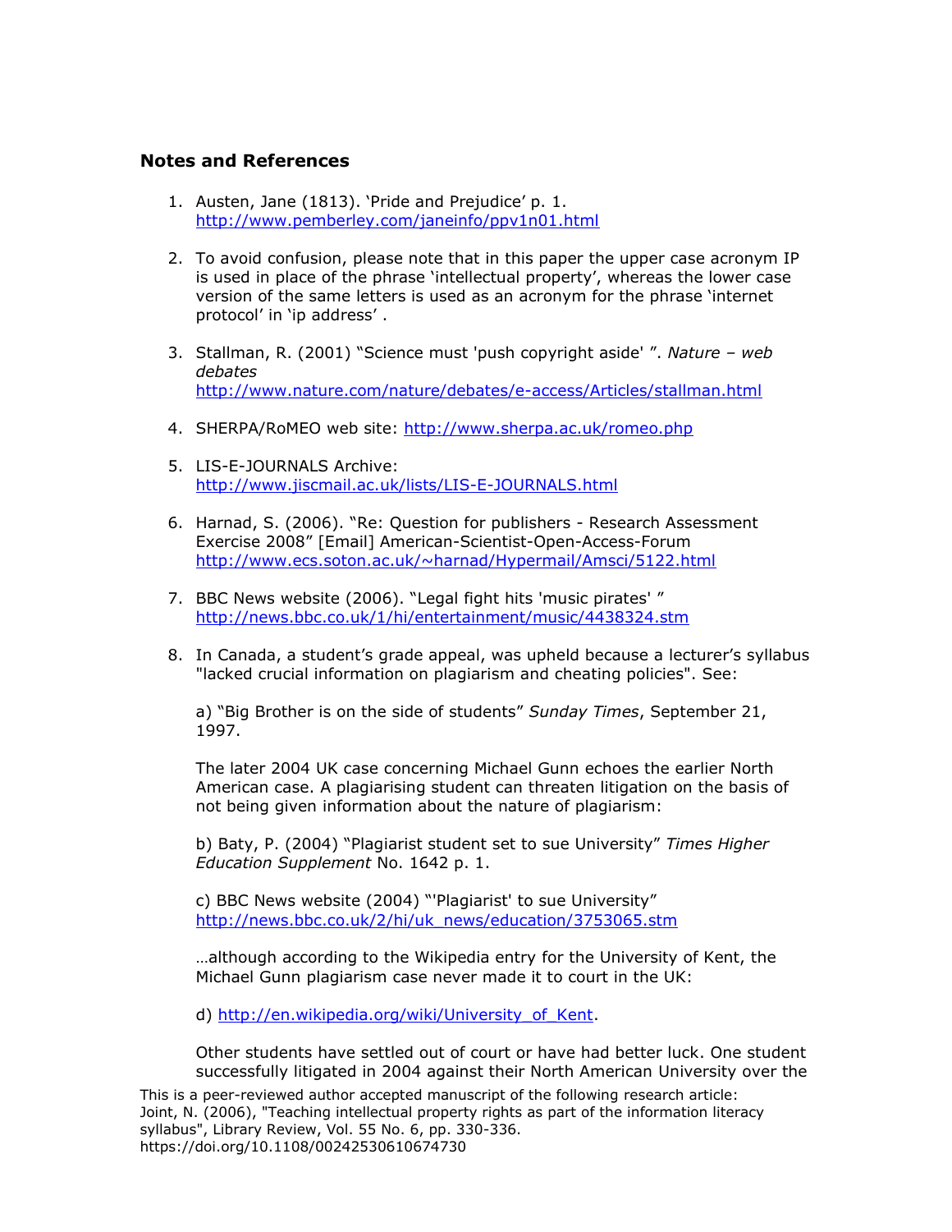## Notes and References

1. Austen, Jane (1813). 'Pride and Prejudice' p. 1. http://www.pemberley.com/janeinfo/ppv1n01.html

2. To avoid confusion, please note that in this paper the upper case acronym IP is used in place of the phrase 'intellectual property', whereas the lower case version of the same letters is used as an acronym for the phrase 'internet protocol' in 'ip address' .

3. Stallman, R. (2001) "Science must 'push copyright aside' ". *Nature – web debates* http://www.nature.com/nature/debates/e-access/Articles/stallman.html

4. SHERPA/RoMEO web site: http://www.sherpa.ac.uk/romeo.php

5. LIS-E-JOURNALS Archive: http://www.jiscmail.ac.uk/lists/LIS-E-JOURNALS.html

6. Harnad, S. (2006). "Re: Question for publishers - Research Assessment Exercise 2008" [Email] American-Scientist-Open-Access-Forum http://www.ecs.soton.ac.uk/~harnad/Hypermail/Amsci/5122.html

7. BBC News website (2006). "Legal fight hits 'music pirates' " http://news.bbc.co.uk/1/hi/entertainment/music/4438324.stm

8. In Canada, a student's grade appeal, was upheld because a lecturer's syllabus "lacked crucial information on plagiarism and cheating policies". See:

   a) "Big Brother is on the side of students" *Sunday Times*, September 21, 1997.

   The later 2004 UK case concerning Michael Gunn echoes the earlier North American case. A plagiarising student can threaten litigation on the basis of not being given information about the nature of plagiarism:

   b) Baty, P. (2004) "Plagiarist student set to sue University" *Times Higher Education Supplement* No. 1642 p. 1.

   c) BBC News website (2004) "'Plagiarist' to sue University" http://news.bbc.co.uk/2/hi/uk_news/education/3753065.stm

   …although according to the Wikipedia entry for the University of Kent, the Michael Gunn plagiarism case never made it to court in the UK:

   d) http://en.wikipedia.org/wiki/University_of_Kent.

   Other students have settled out of court or have had better luck. One student successfully litigated in 2004 against their North American University over the

This is a peer-reviewed author accepted manuscript of the following research article: Joint, N. (2006), "Teaching intellectual property rights as part of the information literacy syllabus", Library Review, Vol. 55 No. 6, pp. 330-336. https://doi.org/10.1108/00242530610674730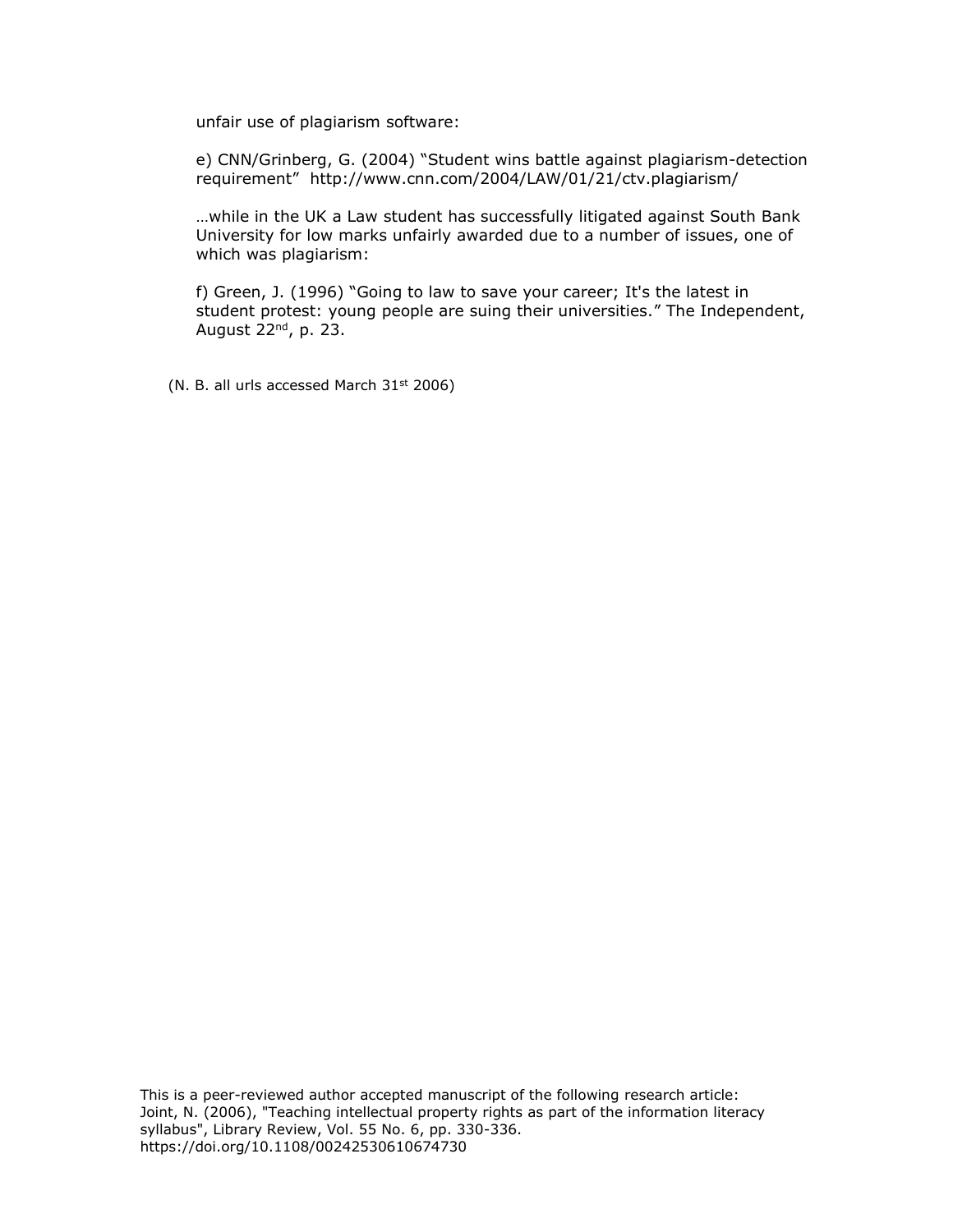unfair use of plagiarism software:

e) CNN/Grinberg, G. (2004) "Student wins battle against plagiarism-detection requirement" http://www.cnn.com/2004/LAW/01/21/ctv.plagiarism/

…while in the UK a Law student has successfully litigated against South Bank University for low marks unfairly awarded due to a number of issues, one of which was plagiarism:

f) Green, J. (1996) "Going to law to save your career; It's the latest in student protest: young people are suing their universities." The Independent, August 22nd, p. 23.

(N. B. all urls accessed March 31st 2006)

This is a peer-reviewed author accepted manuscript of the following research article: Joint, N. (2006), "Teaching intellectual property rights as part of the information literacy syllabus", Library Review, Vol. 55 No. 6, pp. 330-336. https://doi.org/10.1108/00242530610674730